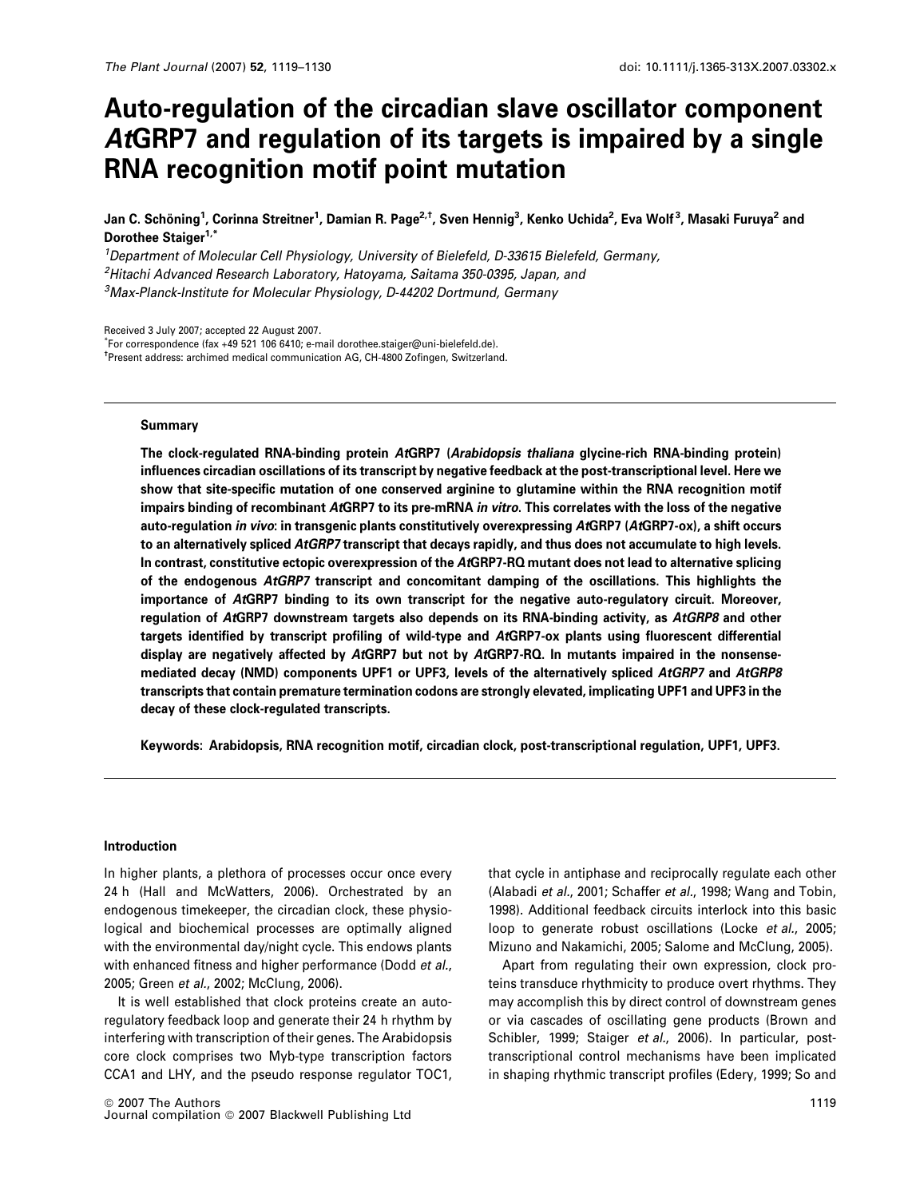# Auto-regulation of the circadian slave oscillator component *At*GRP7 and regulation of its targets is impaired by a single RNA recognition motif point mutation

**Jan C. Schöning[1], Corinna Streitner[1], Damian R. Page[2,†], Sven Hennig[3], Kenko Uchida[2], Eva Wolf[3], Masaki Furuya[2] and Dorothee Staiger[1,*]**

[1]Department of Molecular Cell Physiology, University of Bielefeld, D-33615 Bielefeld, Germany,
[2]Hitachi Advanced Research Laboratory, Hatoyama, Saitama 350-0395, Japan, and
[3]Max-Planck-Institute for Molecular Physiology, D-44202 Dortmund, Germany

Received 3 July 2007; accepted 22 August 2007.
*For correspondence (fax +49 521 106 6410; e-mail dorothee.staiger@uni-bielefeld.de).
†Present address: archimed medical communication AG, CH-4800 Zofingen, Switzerland.

## Summary

**The clock-regulated RNA-binding protein *At*GRP7 (*Arabidopsis thaliana* glycine-rich RNA-binding protein) influences circadian oscillations of its transcript by negative feedback at the post-transcriptional level. Here we show that site-specific mutation of one conserved arginine to glutamine within the RNA recognition motif impairs binding of recombinant *At*GRP7 to its pre-mRNA *in vitro*. This correlates with the loss of the negative auto-regulation *in vivo*: in transgenic plants constitutively overexpressing *At*GRP7 (*At*GRP7-ox), a shift occurs to an alternatively spliced *AtGRP7* transcript that decays rapidly, and thus does not accumulate to high levels. In contrast, constitutive ectopic overexpression of the *At*GRP7-RQ mutant does not lead to alternative splicing of the endogenous *AtGRP7* transcript and concomitant damping of the oscillations. This highlights the importance of *At*GRP7 binding to its own transcript for the negative auto-regulatory circuit. Moreover, regulation of *At*GRP7 downstream targets also depends on its RNA-binding activity, as *AtGRP8* and other targets identified by transcript profiling of wild-type and *At*GRP7-ox plants using fluorescent differential display are negatively affected by *At*GRP7 but not by *At*GRP7-RQ. In mutants impaired in the nonsense-mediated decay (NMD) components UPF1 or UPF3, levels of the alternatively spliced *AtGRP7* and *AtGRP8* transcripts that contain premature termination codons are strongly elevated, implicating UPF1 and UPF3 in the decay of these clock-regulated transcripts.**

**Keywords: Arabidopsis, RNA recognition motif, circadian clock, post-transcriptional regulation, UPF1, UPF3.**

## Introduction

In higher plants, a plethora of processes occur once every 24 h (Hall and McWatters, 2006). Orchestrated by an endogenous timekeeper, the circadian clock, these physiological and biochemical processes are optimally aligned with the environmental day/night cycle. This endows plants with enhanced fitness and higher performance (Dodd *et al.*, 2005; Green *et al.*, 2002; McClung, 2006).

It is well established that clock proteins create an auto-regulatory feedback loop and generate their 24 h rhythm by interfering with transcription of their genes. The Arabidopsis core clock comprises two Myb-type transcription factors CCA1 and LHY, and the pseudo response regulator TOC1, that cycle in antiphase and reciprocally regulate each other (Alabadi *et al.*, 2001; Schaffer *et al.*, 1998; Wang and Tobin, 1998). Additional feedback circuits interlock into this basic loop to generate robust oscillations (Locke *et al.*, 2005; Mizuno and Nakamichi, 2005; Salome and McClung, 2005).

Apart from regulating their own expression, clock proteins transduce rhythmicity to produce overt rhythms. They may accomplish this by direct control of downstream genes or via cascades of oscillating gene products (Brown and Schibler, 1999; Staiger *et al.*, 2006). In particular, post-transcriptional control mechanisms have been implicated in shaping rhythmic transcript profiles (Edery, 1999; So and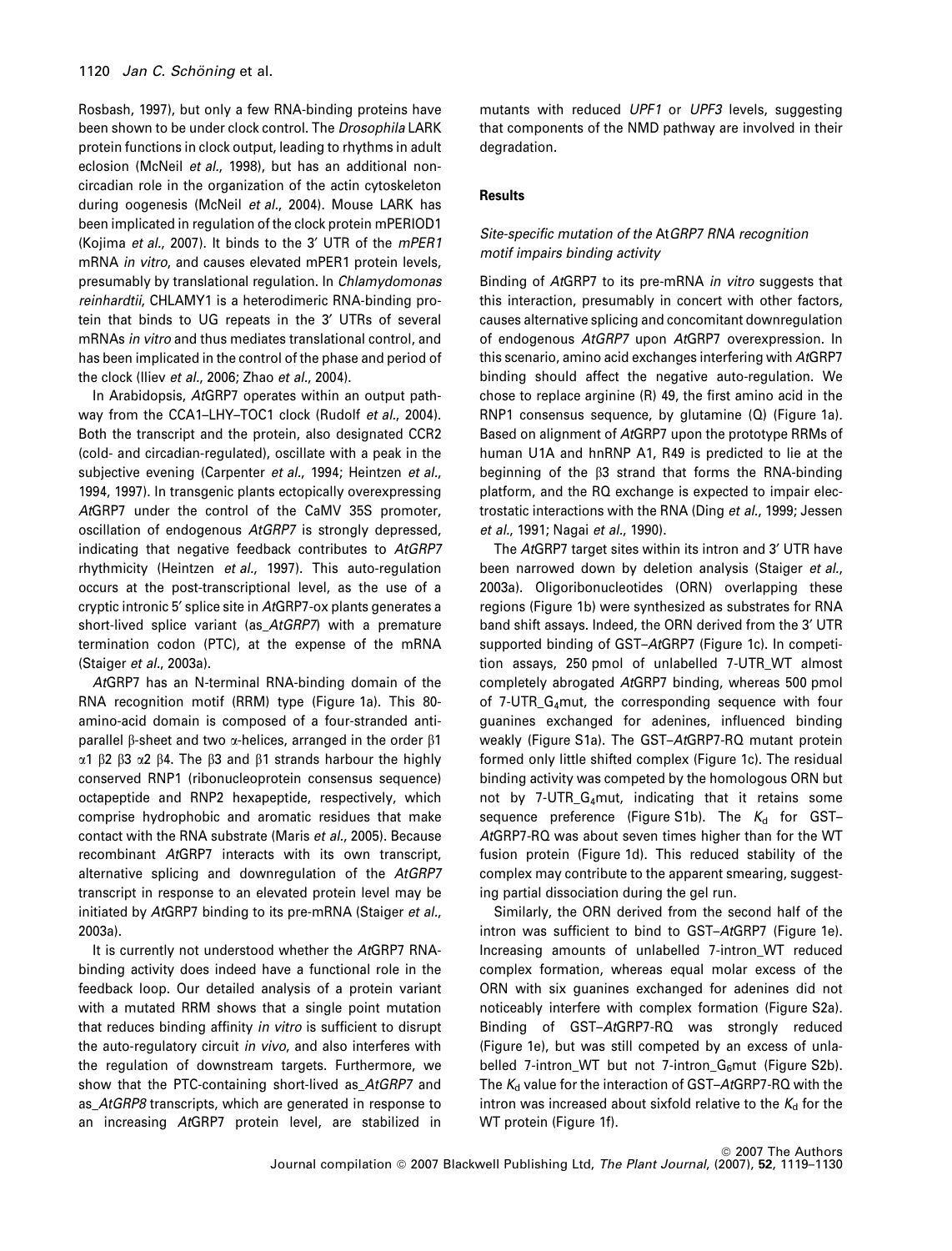Rosbash, 1997), but only a few RNA-binding proteins have been shown to be under clock control. The *Drosophila* LARK protein functions in clock output, leading to rhythms in adult eclosion (McNeil *et al.*, 1998), but has an additional non-circadian role in the organization of the actin cytoskeleton during oogenesis (McNeil *et al.*, 2004). Mouse LARK has been implicated in regulation of the clock protein mPERIOD1 (Kojima *et al.*, 2007). It binds to the 3′ UTR of the *mPER1* mRNA *in vitro*, and causes elevated mPER1 protein levels, presumably by translational regulation. In *Chlamydomonas reinhardtii*, CHLAMY1 is a heterodimeric RNA-binding protein that binds to UG repeats in the 3′ UTRs of several mRNAs *in vitro* and thus mediates translational control, and has been implicated in the control of the phase and period of the clock (Iliev *et al.*, 2006; Zhao *et al.*, 2004).

In Arabidopsis, *At*GRP7 operates within an output pathway from the CCA1–LHY–TOC1 clock (Rudolf *et al.*, 2004). Both the transcript and the protein, also designated CCR2 (cold- and circadian-regulated), oscillate with a peak in the subjective evening (Carpenter *et al.*, 1994; Heintzen *et al.*, 1994, 1997). In transgenic plants ectopically overexpressing *At*GRP7 under the control of the CaMV 35S promoter, oscillation of endogenous *AtGRP7* is strongly depressed, indicating that negative feedback contributes to *AtGRP7* rhythmicity (Heintzen *et al.*, 1997). This auto-regulation occurs at the post-transcriptional level, as the use of a cryptic intronic 5′ splice site in *At*GRP7-ox plants generates a short-lived splice variant (as_*AtGRP7*) with a premature termination codon (PTC), at the expense of the mRNA (Staiger *et al.*, 2003a).

*At*GRP7 has an N-terminal RNA-binding domain of the RNA recognition motif (RRM) type (Figure 1a). This 80-amino-acid domain is composed of a four-stranded anti-parallel β-sheet and two α-helices, arranged in the order β1 α1 β2 β3 α2 β4. The β3 and β1 strands harbour the highly conserved RNP1 (ribonucleoprotein consensus sequence) octapeptide and RNP2 hexapeptide, respectively, which comprise hydrophobic and aromatic residues that make contact with the RNA substrate (Maris *et al.*, 2005). Because recombinant *At*GRP7 interacts with its own transcript, alternative splicing and downregulation of the *AtGRP7* transcript in response to an elevated protein level may be initiated by *At*GRP7 binding to its pre-mRNA (Staiger *et al.*, 2003a).

It is currently not understood whether the *At*GRP7 RNA-binding activity does indeed have a functional role in the feedback loop. Our detailed analysis of a protein variant with a mutated RRM shows that a single point mutation that reduces binding affinity *in vitro* is sufficient to disrupt the auto-regulatory circuit *in vivo*, and also interferes with the regulation of downstream targets. Furthermore, we show that the PTC-containing short-lived as_*AtGRP7* and as_*AtGRP8* transcripts, which are generated in response to an increasing *At*GRP7 protein level, are stabilized in mutants with reduced *UPF1* or *UPF3* levels, suggesting that components of the NMD pathway are involved in their degradation.

## Results

### Site-specific mutation of the *At*GRP7 RNA recognition motif impairs binding activity

Binding of *At*GRP7 to its pre-mRNA *in vitro* suggests that this interaction, presumably in concert with other factors, causes alternative splicing and concomitant downregulation of endogenous *AtGRP7* upon *At*GRP7 overexpression. In this scenario, amino acid exchanges interfering with *At*GRP7 binding should affect the negative auto-regulation. We chose to replace arginine (R) 49, the first amino acid in the RNP1 consensus sequence, by glutamine (Q) (Figure 1a). Based on alignment of *At*GRP7 upon the prototype RRMs of human U1A and hnRNP A1, R49 is predicted to lie at the beginning of the β3 strand that forms the RNA-binding platform, and the RQ exchange is expected to impair electrostatic interactions with the RNA (Ding *et al.*, 1999; Jessen *et al.*, 1991; Nagai *et al.*, 1990).

The *At*GRP7 target sites within its intron and 3′ UTR have been narrowed down by deletion analysis (Staiger *et al.*, 2003a). Oligoribonucleotides (ORN) overlapping these regions (Figure 1b) were synthesized as substrates for RNA band shift assays. Indeed, the ORN derived from the 3′ UTR supported binding of GST–*At*GRP7 (Figure 1c). In competition assays, 250 pmol of unlabelled 7-UTR_WT almost completely abrogated *At*GRP7 binding, whereas 500 pmol of 7-UTR_$G_4$mut, the corresponding sequence with four guanines exchanged for adenines, influenced binding weakly (Figure S1a). The GST–*At*GRP7-RQ mutant protein formed only little shifted complex (Figure 1c). The residual binding activity was competed by the homologous ORN but not by 7-UTR_$G_4$mut, indicating that it retains some sequence preference (Figure S1b). The $K_d$ for GST–*At*GRP7-RQ was about seven times higher than for the WT fusion protein (Figure 1d). This reduced stability of the complex may contribute to the apparent smearing, suggesting partial dissociation during the gel run.

Similarly, the ORN derived from the second half of the intron was sufficient to bind to GST–*At*GRP7 (Figure 1e). Increasing amounts of unlabelled 7-intron_WT reduced complex formation, whereas equal molar excess of the ORN with six guanines exchanged for adenines did not noticeably interfere with complex formation (Figure S2a). Binding of GST–*At*GRP7-RQ was strongly reduced (Figure 1e), but was still competed by an excess of unlabelled 7-intron_WT but not 7-intron_$G_6$mut (Figure S2b). The $K_d$ value for the interaction of GST–*At*GRP7-RQ with the intron was increased about sixfold relative to the $K_d$ for the WT protein (Figure 1f).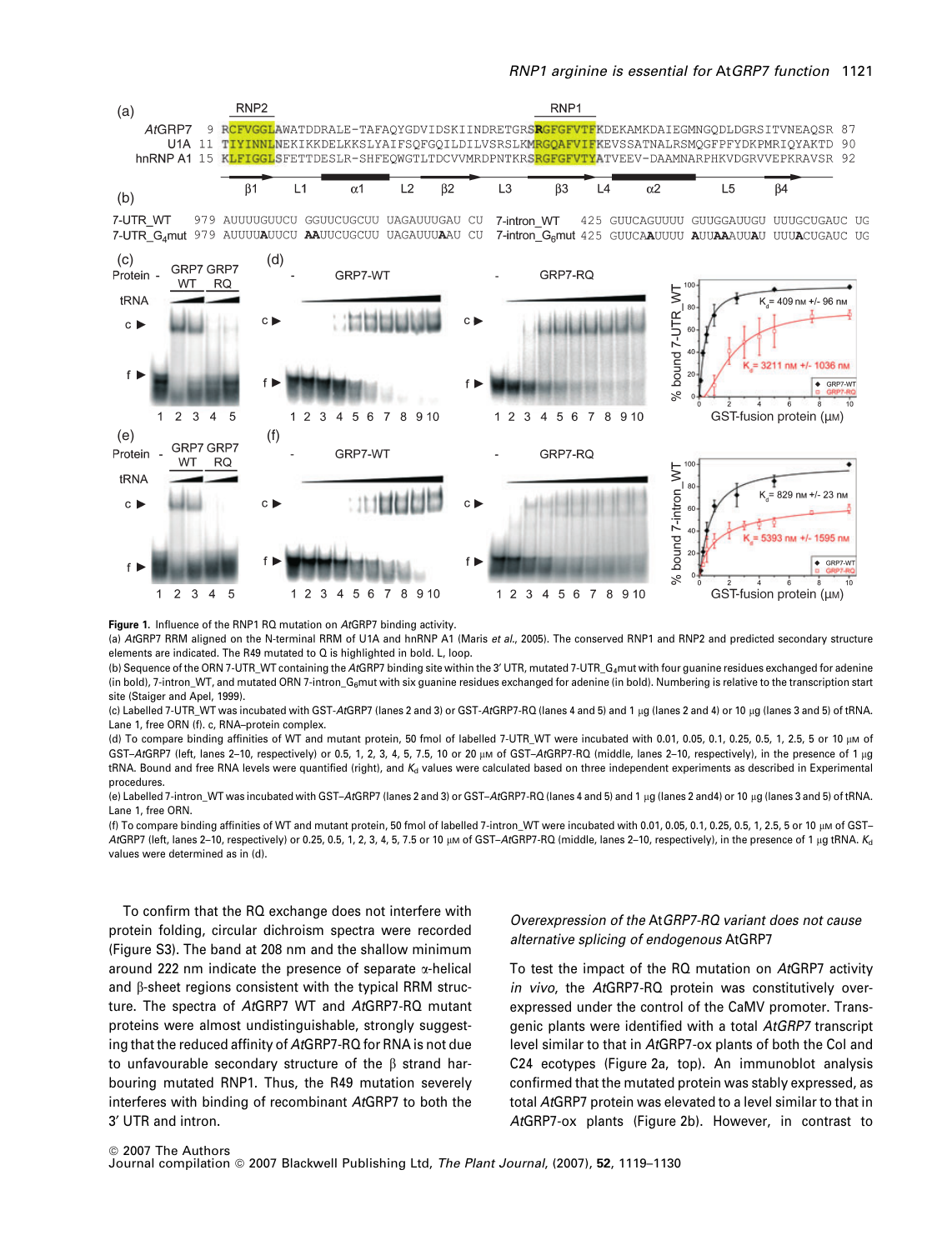**Figure 1.** Influence of the RNP1 RQ mutation on *At*GRP7 binding activity.

(a) *At*GRP7 RRM aligned on the N-terminal RRM of U1A and hnRNP A1 (Maris *et al.*, 2005). The conserved RNP1 and RNP2 and predicted secondary structure elements are indicated. The R49 mutated to Q is highlighted in bold. L, loop.

(b) Sequence of the ORN 7-UTR_WT containing the *At*GRP7 binding site within the 3′ UTR, mutated 7-UTR_G$_4$mut with four guanine residues exchanged for adenine (in bold), 7-intron_WT, and mutated ORN 7-intron_G$_6$mut with six guanine residues exchanged for adenine (in bold). Numbering is relative to the transcription start site (Staiger and Apel, 1999).

(c) Labelled 7-UTR_WT was incubated with GST-*At*GRP7 (lanes 2 and 3) or GST-*At*GRP7-RQ (lanes 4 and 5) and 1 μg (lanes 2 and 4) or 10 μg (lanes 3 and 5) of tRNA. Lane 1, free ORN (f). c, RNA–protein complex.

(d) To compare binding affinities of WT and mutant protein, 50 fmol of labelled 7-UTR_WT were incubated with 0.01, 0.05, 0.1, 0.25, 0.5, 1, 2.5, 5 or 10 μM of GST–*At*GRP7 (left, lanes 2–10, respectively) or 0.5, 1, 2, 3, 4, 5, 7.5, 10 or 20 μM of GST–*At*GRP7-RQ (middle, lanes 2–10, respectively), in the presence of 1 μg tRNA. Bound and free RNA levels were quantified (right), and $K_d$ values were calculated based on three independent experiments as described in Experimental procedures.

(e) Labelled 7-intron_WT was incubated with GST–*At*GRP7 (lanes 2 and 3) or GST–*At*GRP7-RQ (lanes 4 and 5) and 1 μg (lanes 2 and4) or 10 μg (lanes 3 and 5) of tRNA. Lane 1, free ORN.

(f) To compare binding affinities of WT and mutant protein, 50 fmol of labelled 7-intron_WT were incubated with 0.01, 0.05, 0.1, 0.25, 0.5, 1, 2.5, 5 or 10 μM of GST–*At*GRP7 (left, lanes 2–10, respectively) or 0.25, 0.5, 1, 2, 3, 4, 5, 7.5 or 10 μM of GST–*At*GRP7-RQ (middle, lanes 2–10, respectively), in the presence of 1 μg tRNA. $K_d$ values were determined as in (d).

To confirm that the RQ exchange does not interfere with protein folding, circular dichroism spectra were recorded (Figure S3). The band at 208 nm and the shallow minimum around 222 nm indicate the presence of separate α-helical and β-sheet regions consistent with the typical RRM structure. The spectra of *At*GRP7 WT and *At*GRP7-RQ mutant proteins were almost undistinguishable, strongly suggesting that the reduced affinity of *At*GRP7-RQ for RNA is not due to unfavourable secondary structure of the β strand harbouring mutated RNP1. Thus, the R49 mutation severely interferes with binding of recombinant *At*GRP7 to both the 3′ UTR and intron.

### *Overexpression of the* At*GRP7-RQ variant does not cause alternative splicing of endogenous* At*GRP7*

To test the impact of the RQ mutation on *At*GRP7 activity *in vivo*, the *At*GRP7-RQ protein was constitutively overexpressed under the control of the CaMV promoter. Transgenic plants were identified with a total *AtGRP7* transcript level similar to that in *At*GRP7-ox plants of both the Col and C24 ecotypes (Figure 2a, top). An immunoblot analysis confirmed that the mutated protein was stably expressed, as total *At*GRP7 protein was elevated to a level similar to that in *At*GRP7-ox plants (Figure 2b). However, in contrast to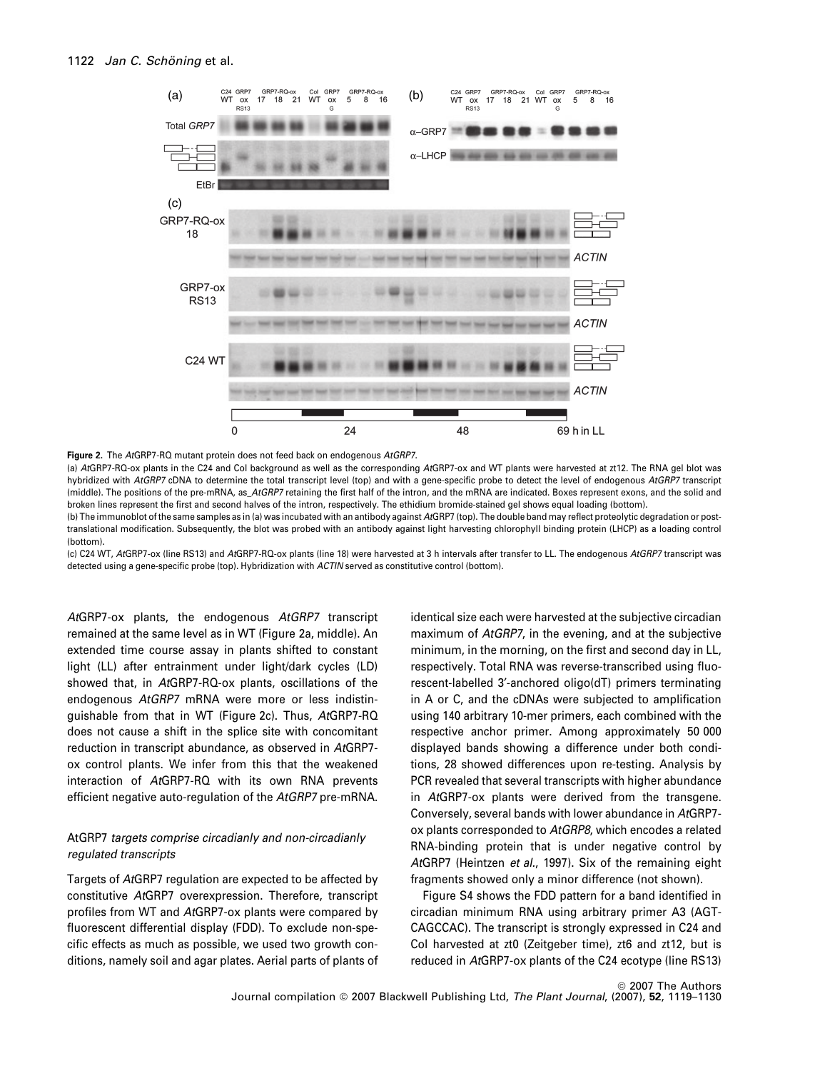**Figure 2.** The *At*GRP7-RQ mutant protein does not feed back on endogenous *AtGRP7*.

(a) *At*GRP7-RQ-ox plants in the C24 and Col background as well as the corresponding *At*GRP7-ox and WT plants were harvested at zt12. The RNA gel blot was hybridized with *AtGRP7* cDNA to determine the total transcript level (top) and with a gene-specific probe to detect the level of endogenous *AtGRP7* transcript (middle). The positions of the pre-mRNA, as_*AtGRP7* retaining the first half of the intron, and the mRNA are indicated. Boxes represent exons, and the solid and broken lines represent the first and second halves of the intron, respectively. The ethidium bromide-stained gel shows equal loading (bottom).

(b) The immunoblot of the same samples as in (a) was incubated with an antibody against *At*GRP7 (top). The double band may reflect proteolytic degradation or post-translational modification. Subsequently, the blot was probed with an antibody against light harvesting chlorophyll binding protein (LHCP) as a loading control (bottom).

(c) C24 WT, *At*GRP7-ox (line RS13) and *At*GRP7-RQ-ox plants (line 18) were harvested at 3 h intervals after transfer to LL. The endogenous *AtGRP7* transcript was detected using a gene-specific probe (top). Hybridization with *ACTIN* served as constitutive control (bottom).

*At*GRP7-ox plants, the endogenous *AtGRP7* transcript remained at the same level as in WT (Figure 2a, middle). An extended time course assay in plants shifted to constant light (LL) after entrainment under light/dark cycles (LD) showed that, in *At*GRP7-RQ-ox plants, oscillations of the endogenous *AtGRP7* mRNA were more or less indistinguishable from that in WT (Figure 2c). Thus, *At*GRP7-RQ does not cause a shift in the splice site with concomitant reduction in transcript abundance, as observed in *At*GRP7-ox control plants. We infer from this that the weakened interaction of *At*GRP7-RQ with its own RNA prevents efficient negative auto-regulation of the *AtGRP7* pre-mRNA.

### *At*GRP7 *targets comprise circadianly and non-circadianly regulated transcripts*

Targets of *At*GRP7 regulation are expected to be affected by constitutive *At*GRP7 overexpression. Therefore, transcript profiles from WT and *At*GRP7-ox plants were compared by fluorescent differential display (FDD). To exclude non-specific effects as much as possible, we used two growth conditions, namely soil and agar plates. Aerial parts of plants of identical size each were harvested at the subjective circadian maximum of *AtGRP7*, in the evening, and at the subjective minimum, in the morning, on the first and second day in LL, respectively. Total RNA was reverse-transcribed using fluorescent-labelled 3′-anchored oligo(dT) primers terminating in A or C, and the cDNAs were subjected to amplification using 140 arbitrary 10-mer primers, each combined with the respective anchor primer. Among approximately 50 000 displayed bands showing a difference under both conditions, 28 showed differences upon re-testing. Analysis by PCR revealed that several transcripts with higher abundance in *At*GRP7-ox plants were derived from the transgene. Conversely, several bands with lower abundance in *At*GRP7-ox plants corresponded to *AtGRP8*, which encodes a related RNA-binding protein that is under negative control by *At*GRP7 (Heintzen *et al*., 1997). Six of the remaining eight fragments showed only a minor difference (not shown).

Figure S4 shows the FDD pattern for a band identified in circadian minimum RNA using arbitrary primer A3 (AGTCAGCCAC). The transcript is strongly expressed in C24 and Col harvested at zt0 (Zeitgeber time), zt6 and zt12, but is reduced in *At*GRP7-ox plants of the C24 ecotype (line RS13)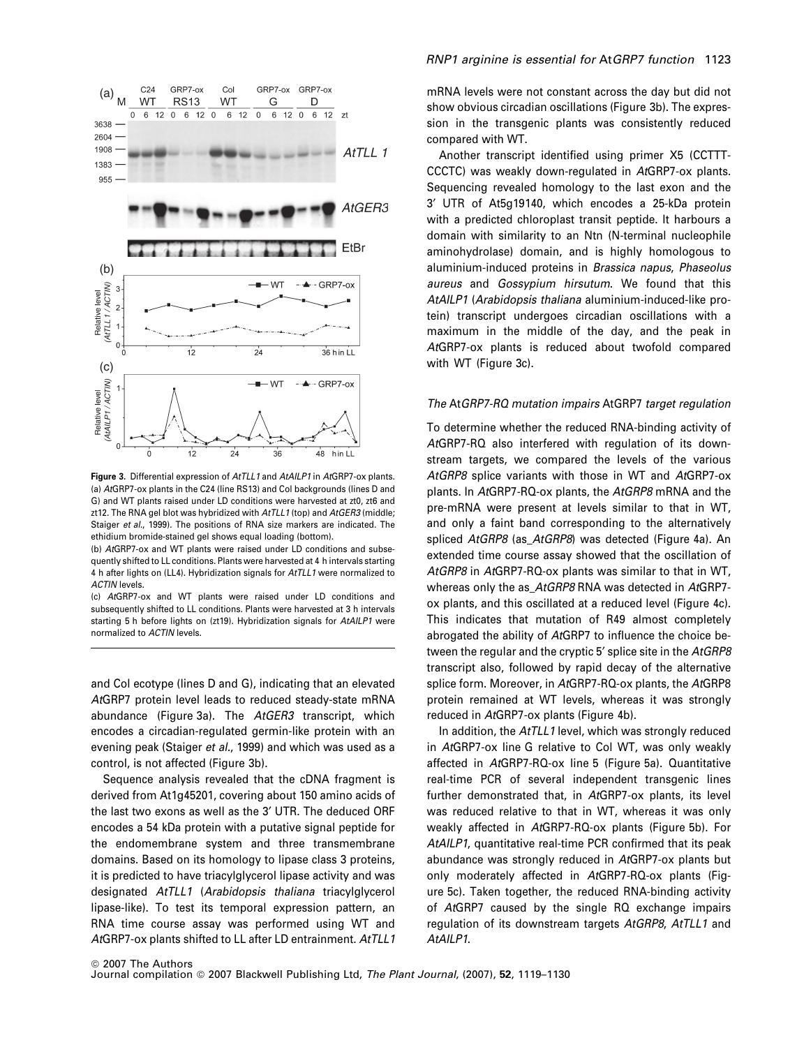**Figure 3.** Differential expression of *AtTLL1* and *AtAILP1* in *At*GRP7-ox plants.
(a) *At*GRP7-ox plants in the C24 (line RS13) and Col backgrounds (lines D and G) and WT plants raised under LD conditions were harvested at zt0, zt6 and zt12. The RNA gel blot was hybridized with *AtTLL1* (top) and *AtGER3* (middle; Staiger *et al*., 1999). The positions of RNA size markers are indicated. The ethidium bromide-stained gel shows equal loading (bottom).
(b) *At*GRP7-ox and WT plants were raised under LD conditions and subsequently shifted to LL conditions. Plants were harvested at 4 h intervals starting 4 h after lights on (LL4). Hybridization signals for *AtTLL1* were normalized to *ACTIN* levels.
(c) *At*GRP7-ox and WT plants were raised under LD conditions and subsequently shifted to LL conditions. Plants were harvested at 3 h intervals starting 5 h before lights on (zt19). Hybridization signals for *AtAILP1* were normalized to *ACTIN* levels.

and Col ecotype (lines D and G), indicating that an elevated *At*GRP7 protein level leads to reduced steady-state mRNA abundance (Figure 3a). The *AtGER3* transcript, which encodes a circadian-regulated germin-like protein with an evening peak (Staiger *et al*., 1999) and which was used as a control, is not affected (Figure 3b).

Sequence analysis revealed that the cDNA fragment is derived from At1g45201, covering about 150 amino acids of the last two exons as well as the 3′ UTR. The deduced ORF encodes a 54 kDa protein with a putative signal peptide for the endomembrane system and three transmembrane domains. Based on its homology to lipase class 3 proteins, it is predicted to have triacylglycerol lipase activity and was designated *AtTLL1* (*Arabidopsis thaliana* triacylglycerol lipase-like). To test its temporal expression pattern, an RNA time course assay was performed using WT and *At*GRP7-ox plants shifted to LL after LD entrainment. *AtTLL1* mRNA levels were not constant across the day but did not show obvious circadian oscillations (Figure 3b). The expression in the transgenic plants was consistently reduced compared with WT.

Another transcript identified using primer X5 (CCTTT-CCCTC) was weakly down-regulated in *At*GRP7-ox plants. Sequencing revealed homology to the last exon and the 3′ UTR of At5g19140, which encodes a 25-kDa protein with a predicted chloroplast transit peptide. It harbours a domain with similarity to an Ntn (N-terminal nucleophile aminohydrolase) domain, and is highly homologous to aluminium-induced proteins in *Brassica napus*, *Phaseolus aureus* and *Gossypium hirsutum*. We found that this *AtAILP1* (*Arabidopsis thaliana* aluminium-induced-like protein) transcript undergoes circadian oscillations with a maximum in the middle of the day, and the peak in *At*GRP7-ox plants is reduced about twofold compared with WT (Figure 3c).

### *The* At*GRP7-RQ mutation impairs* AtGRP7 *target regulation*

To determine whether the reduced RNA-binding activity of *At*GRP7-RQ also interfered with regulation of its downstream targets, we compared the levels of the various *AtGRP8* splice variants with those in WT and *At*GRP7-ox plants. In *At*GRP7-RQ-ox plants, the *AtGRP8* mRNA and the pre-mRNA were present at levels similar to that in WT, and only a faint band corresponding to the alternatively spliced *AtGRP8* (as_*AtGRP8*) was detected (Figure 4a). An extended time course assay showed that the oscillation of *AtGRP8* in *At*GRP7-RQ-ox plants was similar to that in WT, whereas only the as_*AtGRP8* RNA was detected in *At*GRP7-ox plants, and this oscillated at a reduced level (Figure 4c). This indicates that mutation of R49 almost completely abrogated the ability of *At*GRP7 to influence the choice between the regular and the cryptic 5′ splice site in the *AtGRP8* transcript also, followed by rapid decay of the alternative splice form. Moreover, in *At*GRP7-RQ-ox plants, the *At*GRP8 protein remained at WT levels, whereas it was strongly reduced in *At*GRP7-ox plants (Figure 4b).

In addition, the *AtTLL1* level, which was strongly reduced in *At*GRP7-ox line G relative to Col WT, was only weakly affected in *At*GRP7-RQ-ox line 5 (Figure 5a). Quantitative real-time PCR of several independent transgenic lines further demonstrated that, in *At*GRP7-ox plants, its level was reduced relative to that in WT, whereas it was only weakly affected in *At*GRP7-RQ-ox plants (Figure 5b). For *AtAILP1*, quantitative real-time PCR confirmed that its peak abundance was strongly reduced in *At*GRP7-ox plants but only moderately affected in *At*GRP7-RQ-ox plants (Figure 5c). Taken together, the reduced RNA-binding activity of *At*GRP7 caused by the single RQ exchange impairs regulation of its downstream targets *AtGRP8*, *AtTLL1* and *AtAILP1*.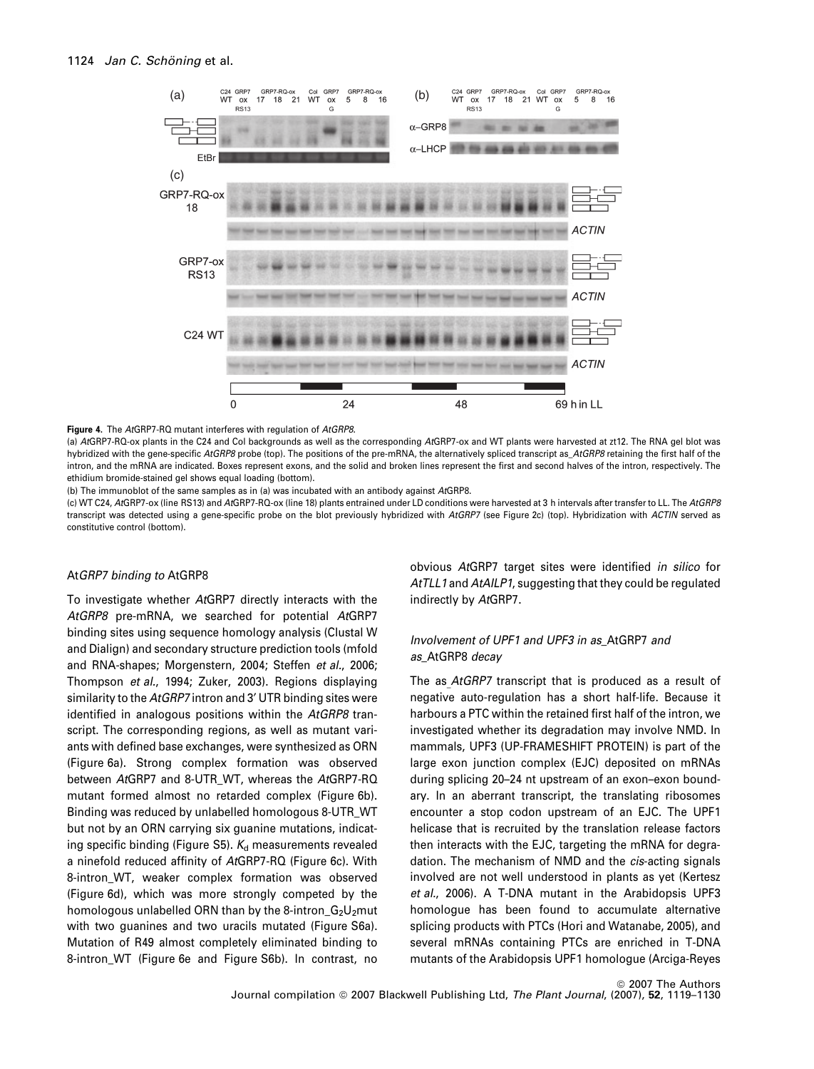**Figure 4.** The *At*GRP7-RQ mutant interferes with regulation of *AtGRP8*.

(a) *At*GRP7-RQ-ox plants in the C24 and Col backgrounds as well as the corresponding *At*GRP7-ox and WT plants were harvested at zt12. The RNA gel blot was hybridized with the gene-specific *AtGRP8* probe (top). The positions of the pre-mRNA, the alternatively spliced transcript as_*AtGRP8* retaining the first half of the intron, and the mRNA are indicated. Boxes represent exons, and the solid and broken lines represent the first and second halves of the intron, respectively. The ethidium bromide-stained gel shows equal loading (bottom).

(b) The immunoblot of the same samples as in (a) was incubated with an antibody against *At*GRP8.

(c) WT C24, *At*GRP7-ox (line RS13) and *At*GRP7-RQ-ox (line 18) plants entrained under LD conditions were harvested at 3 h intervals after transfer to LL. The *AtGRP8* transcript was detected using a gene-specific probe on the blot previously hybridized with *AtGRP7* (see Figure 2c) (top). Hybridization with *ACTIN* served as constitutive control (bottom).

### At*GRP7 binding to* AtGRP8

To investigate whether *At*GRP7 directly interacts with the *AtGRP8* pre-mRNA, we searched for potential *At*GRP7 binding sites using sequence homology analysis (Clustal W and Dialign) and secondary structure prediction tools (mfold and RNA-shapes; Morgenstern, 2004; Steffen *et al.*, 2006; Thompson *et al.*, 1994; Zuker, 2003). Regions displaying similarity to the *AtGRP7* intron and 3′ UTR binding sites were identified in analogous positions within the *AtGRP8* transcript. The corresponding regions, as well as mutant variants with defined base exchanges, were synthesized as ORN (Figure 6a). Strong complex formation was observed between *At*GRP7 and 8-UTR_WT, whereas the *At*GRP7-RQ mutant formed almost no retarded complex (Figure 6b). Binding was reduced by unlabelled homologous 8-UTR_WT but not by an ORN carrying six guanine mutations, indicating specific binding (Figure S5). $K_d$ measurements revealed a ninefold reduced affinity of *At*GRP7-RQ (Figure 6c). With 8-intron_WT, weaker complex formation was observed (Figure 6d), which was more strongly competed by the homologous unlabelled ORN than by the 8-intron_$G_2U_2$mut with two guanines and two uracils mutated (Figure S6a). Mutation of R49 almost completely eliminated binding to 8-intron_WT (Figure 6e and Figure S6b). In contrast, no obvious *At*GRP7 target sites were identified *in silico* for *AtTLL1* and *AtAILP1*, suggesting that they could be regulated indirectly by *At*GRP7.

### *Involvement of UPF1 and UPF3 in as_*AtGRP7 *and as_*AtGRP8 *decay*

The as_*AtGRP7* transcript that is produced as a result of negative auto-regulation has a short half-life. Because it harbours a PTC within the retained first half of the intron, we investigated whether its degradation may involve NMD. In mammals, UPF3 (UP-FRAMESHIFT PROTEIN) is part of the large exon junction complex (EJC) deposited on mRNAs during splicing 20–24 nt upstream of an exon–exon boundary. In an aberrant transcript, the translating ribosomes encounter a stop codon upstream of an EJC. The UPF1 helicase that is recruited by the translation release factors then interacts with the EJC, targeting the mRNA for degradation. The mechanism of NMD and the *cis*-acting signals involved are not well understood in plants as yet (Kertesz *et al.*, 2006). A T-DNA mutant in the Arabidopsis UPF3 homologue has been found to accumulate alternative splicing products with PTCs (Hori and Watanabe, 2005), and several mRNAs containing PTCs are enriched in T-DNA mutants of the Arabidopsis UPF1 homologue (Arciga-Reyes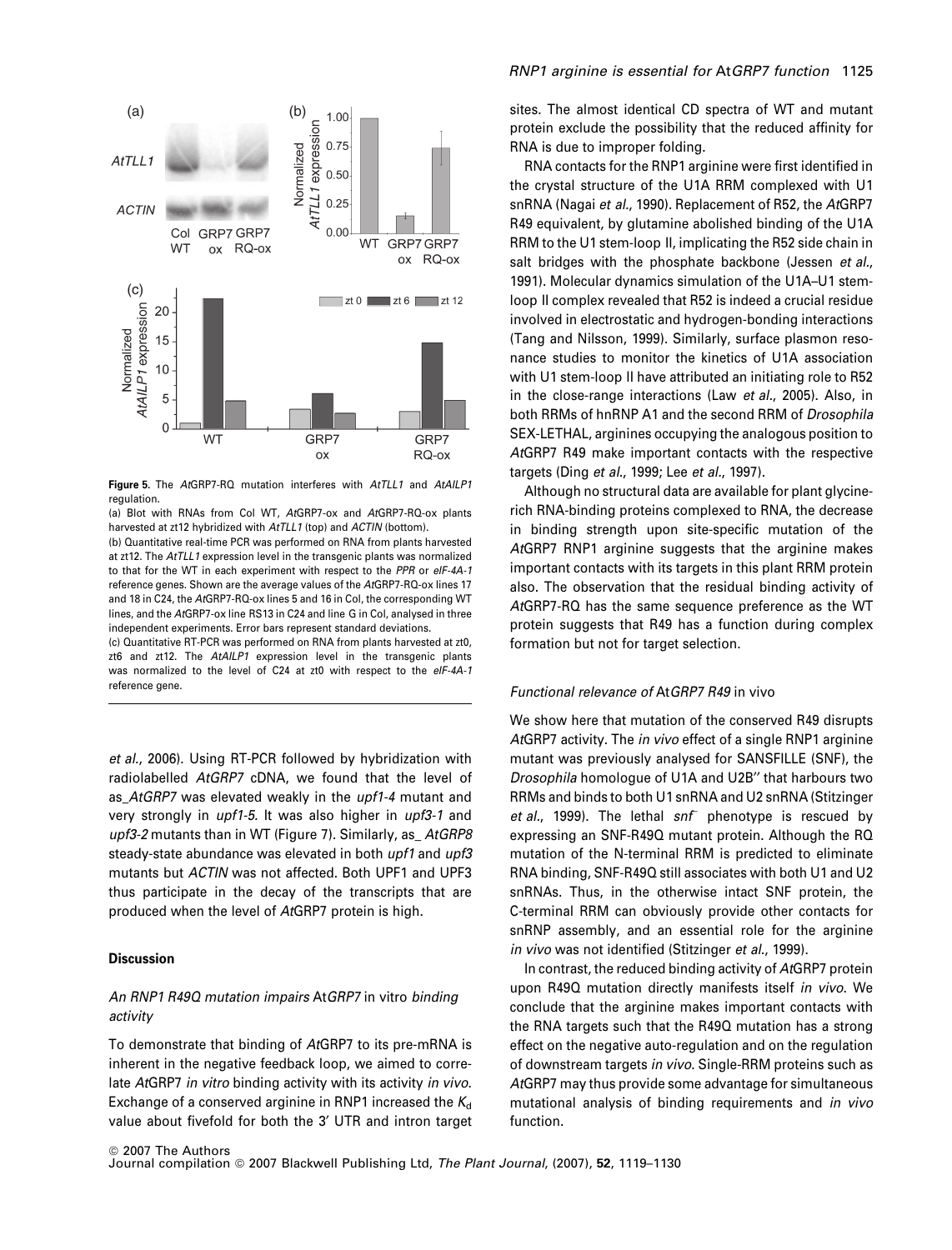**Figure 5.** The *At*GRP7-RQ mutation interferes with *AtTLL1* and *AtAILP1* regulation.

(a) Blot with RNAs from Col WT, *At*GRP7-ox and *At*GRP7-RQ-ox plants harvested at zt12 hybridized with *AtTLL1* (top) and *ACTIN* (bottom).

(b) Quantitative real-time PCR was performed on RNA from plants harvested at zt12. The *AtTLL1* expression level in the transgenic plants was normalized to that for the WT in each experiment with respect to the *PPR* or *eIF-4A-1* reference genes. Shown are the average values of the *At*GRP7-ox lines 17 and 18 in C24, the *At*GRP7-RQ-ox lines 5 and 16 in Col, the corresponding WT lines, and the *At*GRP7-ox line RS13 in C24 and line G in Col, analysed in three independent experiments. Error bars represent standard deviations.

(c) Quantitative RT-PCR was performed on RNA from plants harvested at zt0, zt6 and zt12. The *AtAILP1* expression level in the transgenic plants was normalized to the level of C24 at zt0 with respect to the *eIF-4A-1* reference gene.

*et al.*, 2006). Using RT-PCR followed by hybridization with radiolabelled *AtGRP7* cDNA, we found that the level of as_*AtGRP7* was elevated weakly in the *upf1-4* mutant and very strongly in *upf1-5*. It was also higher in *upf3-1* and *upf3-2* mutants than in WT (Figure 7). Similarly, as_ *AtGRP8* steady-state abundance was elevated in both *upf1* and *upf3* mutants but *ACTIN* was not affected. Both UPF1 and UPF3 thus participate in the decay of the transcripts that are produced when the level of *At*GRP7 protein is high.

## Discussion

### *An RNP1 R49Q mutation impairs* AtGRP7 *in vitro binding activity*

To demonstrate that binding of *At*GRP7 to its pre-mRNA is inherent in the negative feedback loop, we aimed to correlate *At*GRP7 *in vitro* binding activity with its activity *in vivo*. Exchange of a conserved arginine in RNP1 increased the $K_d$ value about fivefold for both the 3′ UTR and intron target sites. The almost identical CD spectra of WT and mutant protein exclude the possibility that the reduced affinity for RNA is due to improper folding.

RNA contacts for the RNP1 arginine were first identified in the crystal structure of the U1A RRM complexed with U1 snRNA (Nagai *et al.*, 1990). Replacement of R52, the *At*GRP7 R49 equivalent, by glutamine abolished binding of the U1A RRM to the U1 stem-loop II, implicating the R52 side chain in salt bridges with the phosphate backbone (Jessen *et al.*, 1991). Molecular dynamics simulation of the U1A–U1 stem-loop II complex revealed that R52 is indeed a crucial residue involved in electrostatic and hydrogen-bonding interactions (Tang and Nilsson, 1999). Similarly, surface plasmon resonance studies to monitor the kinetics of U1A association with U1 stem-loop II have attributed an initiating role to R52 in the close-range interactions (Law *et al.*, 2005). Also, in both RRMs of hnRNP A1 and the second RRM of *Drosophila* SEX-LETHAL, arginines occupying the analogous position to *At*GRP7 R49 make important contacts with the respective targets (Ding *et al.*, 1999; Lee *et al.*, 1997).

Although no structural data are available for plant glycine-rich RNA-binding proteins complexed to RNA, the decrease in binding strength upon site-specific mutation of the *At*GRP7 RNP1 arginine suggests that the arginine makes important contacts with its targets in this plant RRM protein also. The observation that the residual binding activity of *At*GRP7-RQ has the same sequence preference as the WT protein suggests that R49 has a function during complex formation but not for target selection.

### *Functional relevance of* AtGRP7 R49 *in vivo*

We show here that mutation of the conserved R49 disrupts *At*GRP7 activity. The *in vivo* effect of a single RNP1 arginine mutant was previously analysed for SANSFILLE (SNF), the *Drosophila* homologue of U1A and U2B″ that harbours two RRMs and binds to both U1 snRNA and U2 snRNA (Stitzinger *et al.*, 1999). The lethal $snf^{-}$ phenotype is rescued by expressing an SNF-R49Q mutant protein. Although the RQ mutation of the N-terminal RRM is predicted to eliminate RNA binding, SNF-R49Q still associates with both U1 and U2 snRNAs. Thus, in the otherwise intact SNF protein, the C-terminal RRM can obviously provide other contacts for snRNP assembly, and an essential role for the arginine *in vivo* was not identified (Stitzinger *et al.*, 1999).

In contrast, the reduced binding activity of *At*GRP7 protein upon R49Q mutation directly manifests itself *in vivo*. We conclude that the arginine makes important contacts with the RNA targets such that the R49Q mutation has a strong effect on the negative auto-regulation and on the regulation of downstream targets *in vivo*. Single-RRM proteins such as *At*GRP7 may thus provide some advantage for simultaneous mutational analysis of binding requirements and *in vivo* function.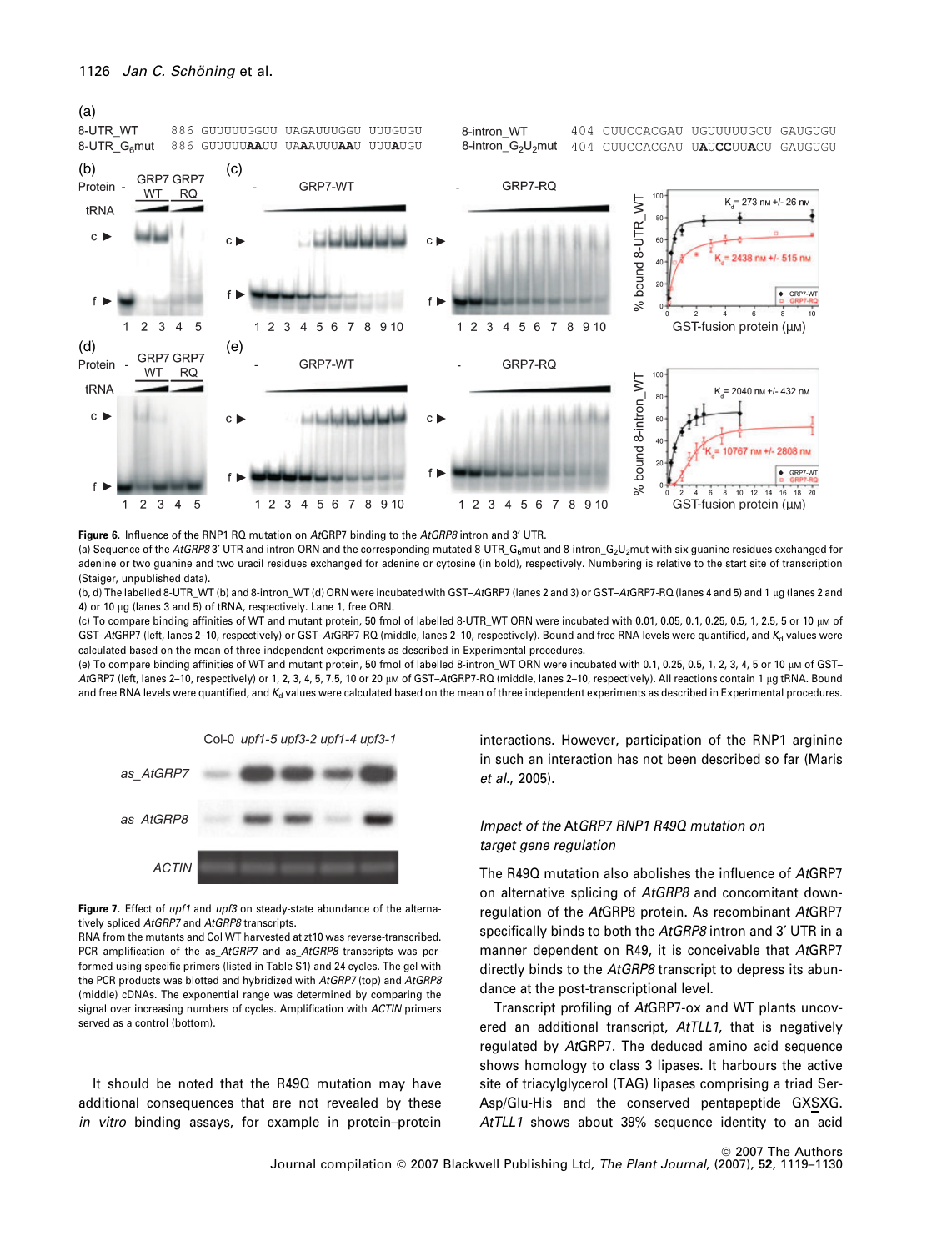(a)

8-UTR_WT 886 GUUUUUUGGUU UAGAUUUGGU UUUGUGU
8-UTR_G6mut 886 GUUUUUUAAUU UAAAUUUAAU UUUAUGU

8-intron_WT 404 CUUCCACGAU UGUUUUUGCU GAUGUGU
8-intron_G2U2mut 404 CUUCCACGAU UAUCCUUACU GAUGUGU

**Figure 6.** Influence of the RNP1 RQ mutation on *At*GRP7 binding to the *AtGRP8* intron and 3′ UTR.

(a) Sequence of the *AtGRP8* 3′ UTR and intron ORN and the corresponding mutated 8-UTR_$G_6$mut and 8-intron_$G_2U_2$mut with six guanine residues exchanged for adenine or two guanine and two uracil residues exchanged for adenine or cytosine (in bold), respectively. Numbering is relative to the start site of transcription (Staiger, unpublished data).

(b, d) The labelled 8-UTR_WT (b) and 8-intron_WT (d) ORN were incubated with GST–*At*GRP7 (lanes 2 and 3) or GST–*At*GRP7-RQ (lanes 4 and 5) and 1 μg (lanes 2 and 4) or 10 μg (lanes 3 and 5) of tRNA, respectively. Lane 1, free ORN.

(c) To compare binding affinities of WT and mutant protein, 50 fmol of labelled 8-UTR_WT ORN were incubated with 0.01, 0.05, 0.1, 0.25, 0.5, 1, 2.5, 5 or 10 μM of GST–*At*GRP7 (left, lanes 2–10, respectively) or GST–*At*GRP7-RQ (middle, lanes 2–10, respectively). Bound and free RNA levels were quantified, and $K_d$ values were calculated based on the mean of three independent experiments as described in Experimental procedures.

(e) To compare binding affinities of WT and mutant protein, 50 fmol of labelled 8-intron_WT ORN were incubated with 0.1, 0.25, 0.5, 1, 2, 3, 4, 5 or 10 μM of GST–*At*GRP7 (left, lanes 2–10, respectively) or 1, 2, 3, 4, 5, 7.5, 10 or 20 μM of GST–*At*GRP7-RQ (middle, lanes 2–10, respectively). All reactions contain 1 μg tRNA. Bound and free RNA levels were quantified, and $K_d$ values were calculated based on the mean of three independent experiments as described in Experimental procedures.

**Figure 7.** Effect of *upf1* and *upf3* on steady-state abundance of the alternatively spliced *AtGRP7* and *AtGRP8* transcripts.

RNA from the mutants and Col WT harvested at zt10 was reverse-transcribed. PCR amplification of the as_*AtGRP7* and as_*AtGRP8* transcripts was performed using specific primers (listed in Table S1) and 24 cycles. The gel with the PCR products was blotted and hybridized with *AtGRP7* (top) and *AtGRP8* (middle) cDNAs. The exponential range was determined by comparing the signal over increasing numbers of cycles. Amplification with *ACTIN* primers served as a control (bottom).

It should be noted that the R49Q mutation may have additional consequences that are not revealed by these *in vitro* binding assays, for example in protein–protein interactions. However, participation of the RNP1 arginine in such an interaction has not been described so far (Maris *et al.*, 2005).

### *Impact of the* At*GRP7 RNP1 R49Q mutation on target gene regulation*

The R49Q mutation also abolishes the influence of *At*GRP7 on alternative splicing of *AtGRP8* and concomitant down-regulation of the *At*GRP8 protein. As recombinant *At*GRP7 specifically binds to both the *AtGRP8* intron and 3′ UTR in a manner dependent on R49, it is conceivable that *At*GRP7 directly binds to the *AtGRP8* transcript to depress its abundance at the post-transcriptional level.

Transcript profiling of *At*GRP7-ox and WT plants uncovered an additional transcript, *AtTLL1*, that is negatively regulated by *At*GRP7. The deduced amino acid sequence shows homology to class 3 lipases. It harbours the active site of triacylglycerol (TAG) lipases comprising a triad Ser-Asp/Glu-His and the conserved pentapeptide GXSXG. *AtTLL1* shows about 39% sequence identity to an acid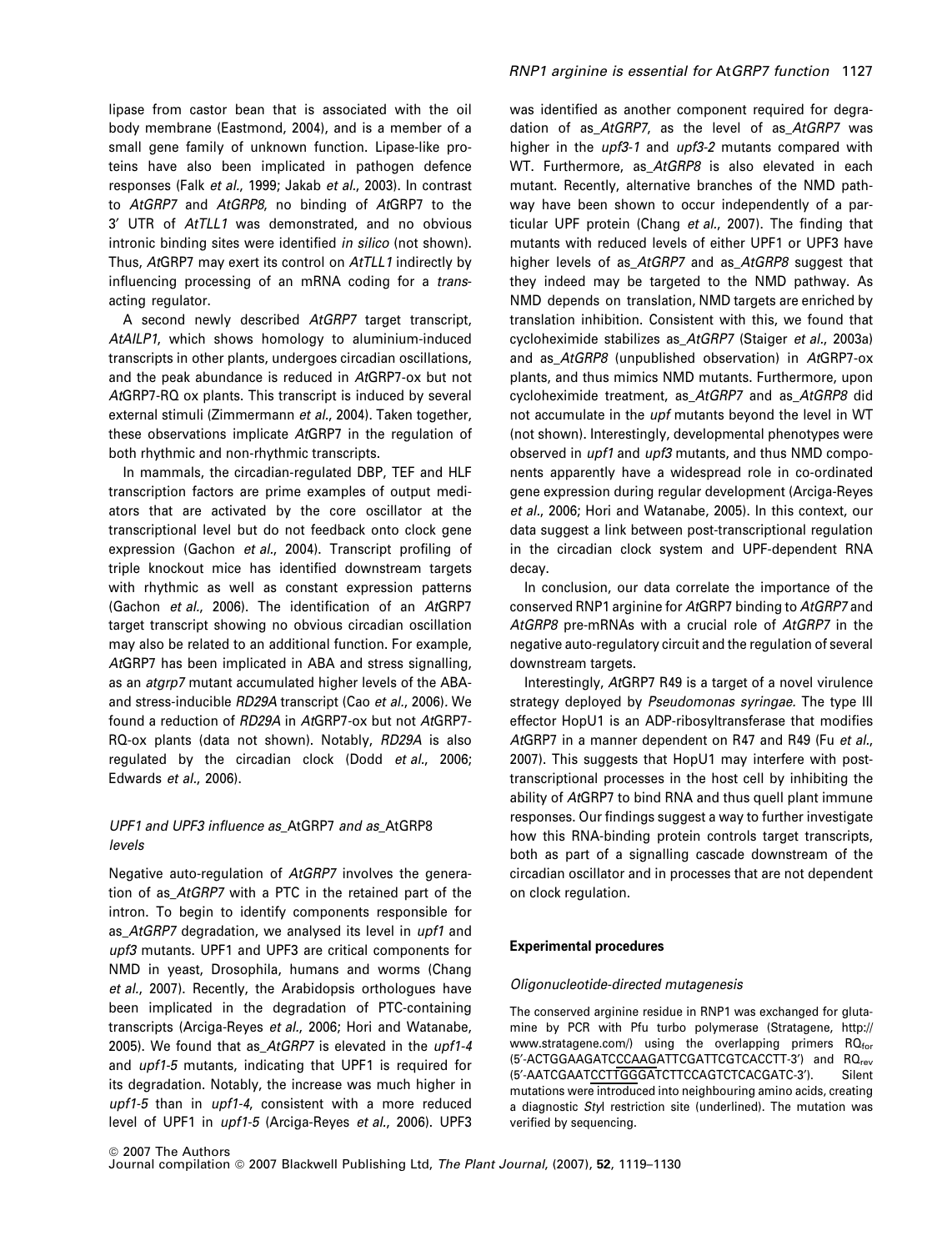lipase from castor bean that is associated with the oil body membrane (Eastmond, 2004), and is a member of a small gene family of unknown function. Lipase-like proteins have also been implicated in pathogen defence responses (Falk *et al*., 1999; Jakab *et al*., 2003). In contrast to *AtGRP7* and *AtGRP8*, no binding of *At*GRP7 to the 3′ UTR of *AtTLL1* was demonstrated, and no obvious intronic binding sites were identified *in silico* (not shown). Thus, *At*GRP7 may exert its control on *AtTLL1* indirectly by influencing processing of an mRNA coding for a *trans*-acting regulator.

A second newly described *AtGRP7* target transcript, *AtAILP1*, which shows homology to aluminium-induced transcripts in other plants, undergoes circadian oscillations, and the peak abundance is reduced in *At*GRP7-ox but not *At*GRP7-RQ ox plants. This transcript is induced by several external stimuli (Zimmermann *et al*., 2004). Taken together, these observations implicate *At*GRP7 in the regulation of both rhythmic and non-rhythmic transcripts.

In mammals, the circadian-regulated DBP, TEF and HLF transcription factors are prime examples of output mediators that are activated by the core oscillator at the transcriptional level but do not feedback onto clock gene expression (Gachon *et al*., 2004). Transcript profiling of triple knockout mice has identified downstream targets with rhythmic as well as constant expression patterns (Gachon *et al*., 2006). The identification of an *At*GRP7 target transcript showing no obvious circadian oscillation may also be related to an additional function. For example, *At*GRP7 has been implicated in ABA and stress signalling, as an *atgrp7* mutant accumulated higher levels of the ABA- and stress-inducible *RD29A* transcript (Cao *et al*., 2006). We found a reduction of *RD29A* in *At*GRP7-ox but not *At*GRP7-RQ-ox plants (data not shown). Notably, *RD29A* is also regulated by the circadian clock (Dodd *et al*., 2006; Edwards *et al*., 2006).

### *UPF1 and UPF3 influence as_AtGRP7 and as_AtGRP8 levels*

Negative auto-regulation of *AtGRP7* involves the generation of *as_AtGRP7* with a PTC in the retained part of the intron. To begin to identify components responsible for as_*AtGRP7* degradation, we analysed its level in *upf1* and *upf3* mutants. UPF1 and UPF3 are critical components for NMD in yeast, Drosophila, humans and worms (Chang *et al*., 2007). Recently, the Arabidopsis orthologues have been implicated in the degradation of PTC-containing transcripts (Arciga-Reyes *et al*., 2006; Hori and Watanabe, 2005). We found that as_*AtGRP7* is elevated in the *upf1-4* and *upf1-5* mutants, indicating that UPF1 is required for its degradation. Notably, the increase was much higher in *upf1-5* than in *upf1-4*, consistent with a more reduced level of UPF1 in *upf1-5* (Arciga-Reyes *et al*., 2006). UPF3 was identified as another component required for degradation of as_*AtGRP7*, as the level of as_*AtGRP7* was higher in the *upf3-1* and *upf3-2* mutants compared with WT. Furthermore, as_*AtGRP8* is also elevated in each mutant. Recently, alternative branches of the NMD pathway have been shown to occur independently of a particular UPF protein (Chang *et al*., 2007). The finding that mutants with reduced levels of either UPF1 or UPF3 have higher levels of as_*AtGRP7* and as_*AtGRP8* suggest that they indeed may be targeted to the NMD pathway. As NMD depends on translation, NMD targets are enriched by translation inhibition. Consistent with this, we found that cycloheximide stabilizes as_*AtGRP7* (Staiger *et al*., 2003a) and as_*AtGRP8* (unpublished observation) in *At*GRP7-ox plants, and thus mimics NMD mutants. Furthermore, upon cycloheximide treatment, as_*AtGRP7* and as_*AtGRP8* did not accumulate in the *upf* mutants beyond the level in WT (not shown). Interestingly, developmental phenotypes were observed in *upf1* and *upf3* mutants, and thus NMD components apparently have a widespread role in co-ordinated gene expression during regular development (Arciga-Reyes *et al*., 2006; Hori and Watanabe, 2005). In this context, our data suggest a link between post-transcriptional regulation in the circadian clock system and UPF-dependent RNA decay.

In conclusion, our data correlate the importance of the conserved RNP1 arginine for *At*GRP7 binding to *AtGRP7* and *AtGRP8* pre-mRNAs with a crucial role of *AtGRP7* in the negative auto-regulatory circuit and the regulation of several downstream targets.

Interestingly, *At*GRP7 R49 is a target of a novel virulence strategy deployed by *Pseudomonas syringae*. The type III effector HopU1 is an ADP-ribosyltransferase that modifies *At*GRP7 in a manner dependent on R47 and R49 (Fu *et al*., 2007). This suggests that HopU1 may interfere with post-transcriptional processes in the host cell by inhibiting the ability of *At*GRP7 to bind RNA and thus quell plant immune responses. Our findings suggest a way to further investigate how this RNA-binding protein controls target transcripts, both as part of a signalling cascade downstream of the circadian oscillator and in processes that are not dependent on clock regulation.

## Experimental procedures

### *Oligonucleotide-directed mutagenesis*

The conserved arginine residue in RNP1 was exchanged for glutamine by PCR with Pfu turbo polymerase (Stratagene, http://www.stratagene.com/) using the overlapping primers $RQ_{for}$ (5′-ACTGGAAGATCCCAAGATTCGATTCGTCACCTT-3′) and $RQ_{rev}$ (5′-AATCGAATCCTTGGGATCTTCCAGTCTCACGATC-3′). Silent mutations were introduced into neighbouring amino acids, creating a diagnostic *Sty*I restriction site (underlined). The mutation was verified by sequencing.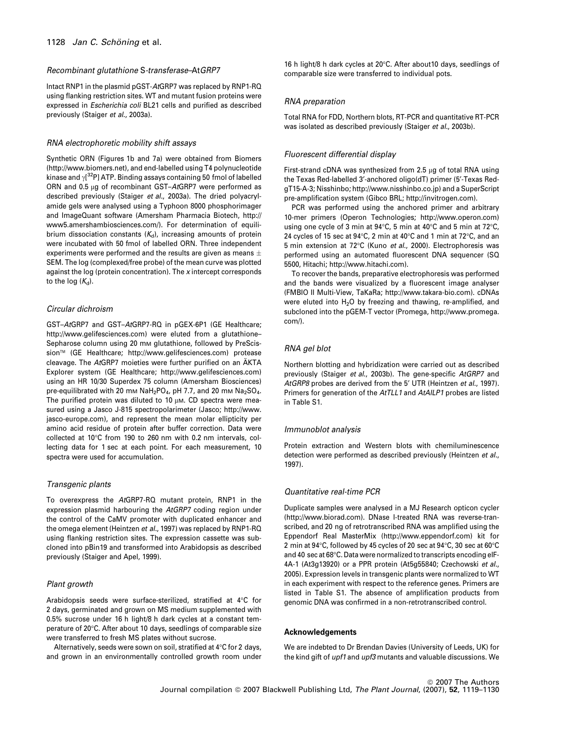### *Recombinant glutathione S-transferase–AtGRP7*

Intact RNP1 in the plasmid pGST-*At*GRP7 was replaced by RNP1-RQ using flanking restriction sites. WT and mutant fusion proteins were expressed in *Escherichia coli* BL21 cells and purified as described previously (Staiger *et al.*, 2003a).

### *RNA electrophoretic mobility shift assays*

Synthetic ORN (Figures 1b and 7a) were obtained from Biomers (http://www.biomers.net), and end-labelled using T4 polynucleotide kinase and $\gamma[^{32}P]$ ATP. Binding assays containing 50 fmol of labelled ORN and 0.5 μg of recombinant GST–*At*GRP7 were performed as described previously (Staiger *et al.*, 2003a). The dried polyacrylamide gels were analysed using a Typhoon 8000 phosphorimager and ImageQuant software (Amersham Pharmacia Biotech, http://www5.amershambiosciences.com/). For determination of equilibrium dissociation constants ($K_d$), increasing amounts of protein were incubated with 50 fmol of labelled ORN. Three independent experiments were performed and the results are given as means ± SEM. The log (complexed/free probe) of the mean curve was plotted against the log (protein concentration). The *x* intercept corresponds to the log ($K_d$).

### *Circular dichroism*

GST–*At*GRP7 and GST–*At*GRP7-RQ in pGEX-6P1 (GE Healthcare; http://www.gelifesciences.com) were eluted from a glutathione–Sepharose column using 20 mM glutathione, followed by PreScission™ (GE Healthcare; http://www.gelifesciences.com) protease cleavage. The *At*GRP7 moieties were further purified on an ÄKTA Explorer system (GE Healthcare; http://www.gelifesciences.com) using an HR 10/30 Superdex 75 column (Amersham Biosciences) pre-equilibrated with 20 mM $NaH_2PO_4$, pH 7.7, and 20 mM $Na_2SO_4$. The purified protein was diluted to 10 μM. CD spectra were measured using a Jasco J-815 spectropolarimeter (Jasco; http://www.jasco-europe.com), and represent the mean molar ellipticity per amino acid residue of protein after buffer correction. Data were collected at 10°C from 190 to 260 nm with 0.2 nm intervals, collecting data for 1 sec at each point. For each measurement, 10 spectra were used for accumulation.

### *Transgenic plants*

To overexpress the *At*GRP7-RQ mutant protein, RNP1 in the expression plasmid harbouring the *AtGRP7* coding region under the control of the CaMV promoter with duplicated enhancer and the omega element (Heintzen *et al.*, 1997) was replaced by RNP1-RQ using flanking restriction sites. The expression cassette was subcloned into pBin19 and transformed into Arabidopsis as described previously (Staiger and Apel, 1999).

### *Plant growth*

Arabidopsis seeds were surface-sterilized, stratified at 4°C for 2 days, germinated and grown on MS medium supplemented with 0.5% sucrose under 16 h light/8 h dark cycles at a constant temperature of 20°C. After about 10 days, seedlings of comparable size were transferred to fresh MS plates without sucrose.

Alternatively, seeds were sown on soil, stratified at 4°C for 2 days, and grown in an environmentally controlled growth room under 16 h light/8 h dark cycles at 20°C. After about10 days, seedlings of comparable size were transferred to individual pots.

### *RNA preparation*

Total RNA for FDD, Northern blots, RT-PCR and quantitative RT-PCR was isolated as described previously (Staiger *et al.*, 2003b).

### *Fluorescent differential display*

First-strand cDNA was synthesized from 2.5 μg of total RNA using the Texas Red-labelled 3′-anchored oligo(dT) primer (5′-Texas Red-gT15-A-3; Nisshinbo; http://www.nisshinbo.co.jp) and a SuperScript pre-amplification system (Gibco BRL; http://invitrogen.com).

PCR was performed using the anchored primer and arbitrary 10-mer primers (Operon Technologies; http://www.operon.com) using one cycle of 3 min at 94°C, 5 min at 40°C and 5 min at 72°C, 24 cycles of 15 sec at 94°C, 2 min at 40°C and 1 min at 72°C, and an 5 min extension at 72°C (Kuno *et al.*, 2000). Electrophoresis was performed using an automated fluorescent DNA sequencer (SQ 5500, Hitachi; http://www.hitachi.com).

To recover the bands, preparative electrophoresis was performed and the bands were visualized by a fluorescent image analyser (FMBIO II Multi-View, TaKaRa; http://www.takara-bio.com). cDNAs were eluted into $H_2O$ by freezing and thawing, re-amplified, and subcloned into the pGEM-T vector (Promega, http://www.promega.com/).

### *RNA gel blot*

Northern blotting and hybridization were carried out as described previously (Staiger *et al.*, 2003b). The gene-specific *AtGRP7* and *AtGRP8* probes are derived from the 5′ UTR (Heintzen *et al.*, 1997). Primers for generation of the *AtTLL1* and *AtAILP1* probes are listed in Table S1.

### *Immunoblot analysis*

Protein extraction and Western blots with chemiluminescence detection were performed as described previously (Heintzen *et al.*, 1997).

### *Quantitative real-time PCR*

Duplicate samples were analysed in a MJ Research opticon cycler (http://www.biorad.com). DNase I-treated RNA was reverse-transcribed, and 20 ng of retrotranscribed RNA was amplified using the Eppendorf Real MasterMix (http://www.eppendorf.com) kit for 2 min at 94°C, followed by 45 cycles of 20 sec at 94°C, 30 sec at 60°C and 40 sec at 68°C. Data were normalized to transcripts encoding eIF-4A-1 (At3g13920) or a PPR protein (At5g55840; Czechowski *et al.*, 2005). Expression levels in transgenic plants were normalized to WT in each experiment with respect to the reference genes. Primers are listed in Table S1. The absence of amplification products from genomic DNA was confirmed in a non-retrotranscribed control.

## Acknowledgements

We are indebted to Dr Brendan Davies (University of Leeds, UK) for the kind gift of *upf1* and *upf3* mutants and valuable discussions. We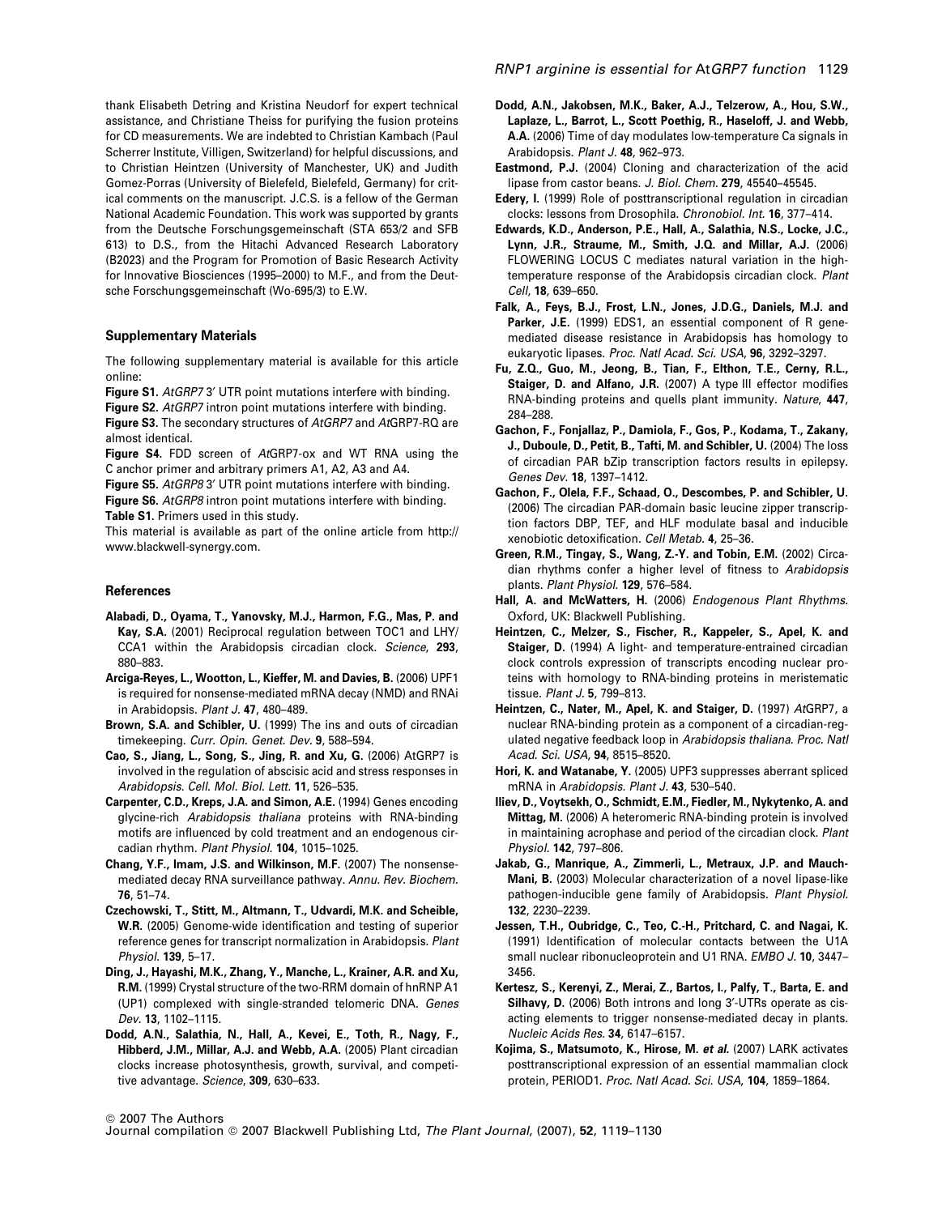thank Elisabeth Detring and Kristina Neudorf for expert technical assistance, and Christiane Theiss for purifying the fusion proteins for CD measurements. We are indebted to Christian Kambach (Paul Scherrer Institute, Villigen, Switzerland) for helpful discussions, and to Christian Heintzen (University of Manchester, UK) and Judith Gomez-Porras (University of Bielefeld, Bielefeld, Germany) for critical comments on the manuscript. J.C.S. is a fellow of the German National Academic Foundation. This work was supported by grants from the Deutsche Forschungsgemeinschaft (STA 653/2 and SFB 613) to D.S., from the Hitachi Advanced Research Laboratory (B2023) and the Program for Promotion of Basic Research Activity for Innovative Biosciences (1995–2000) to M.F., and from the Deutsche Forschungsgemeinschaft (Wo-695/3) to E.W.

## Supplementary Materials

The following supplementary material is available for this article online:

**Figure S1.** *AtGRP7* 3′ UTR point mutations interfere with binding.
**Figure S2.** *AtGRP7* intron point mutations interfere with binding.
**Figure S3.** The secondary structures of *AtGRP7* and *At*GRP7-RQ are almost identical.
**Figure S4.** FDD screen of *At*GRP7-ox and WT RNA using the C anchor primer and arbitrary primers A1, A2, A3 and A4.
**Figure S5.** *AtGRP8* 3′ UTR point mutations interfere with binding.
**Figure S6.** *AtGRP8* intron point mutations interfere with binding.
**Table S1.** Primers used in this study.

This material is available as part of the online article from http://www.blackwell-synergy.com.

## References

**Alabadi, D., Oyama, T., Yanovsky, M.J., Harmon, F.G., Mas, P. and Kay, S.A.** (2001) Reciprocal regulation between TOC1 and LHY/CCA1 within the Arabidopsis circadian clock. *Science*, **293**, 880–883.

**Arciga-Reyes, L., Wootton, L., Kieffer, M. and Davies, B.** (2006) UPF1 is required for nonsense-mediated mRNA decay (NMD) and RNAi in Arabidopsis. *Plant J.* **47**, 480–489.

**Brown, S.A. and Schibler, U.** (1999) The ins and outs of circadian timekeeping. *Curr. Opin. Genet. Dev.* **9**, 588–594.

**Cao, S., Jiang, L., Song, S., Jing, R. and Xu, G.** (2006) AtGRP7 is involved in the regulation of abscisic acid and stress responses in Arabidopsis. *Cell. Mol. Biol. Lett.* **11**, 526–535.

**Carpenter, C.D., Kreps, J.A. and Simon, A.E.** (1994) Genes encoding glycine-rich *Arabidopsis thaliana* proteins with RNA-binding motifs are influenced by cold treatment and an endogenous circadian rhythm. *Plant Physiol.* **104**, 1015–1025.

**Chang, Y.F., Imam, J.S. and Wilkinson, M.F.** (2007) The nonsense-mediated decay RNA surveillance pathway. *Annu. Rev. Biochem.* **76**, 51–74.

**Czechowski, T., Stitt, M., Altmann, T., Udvardi, M.K. and Scheible, W.R.** (2005) Genome-wide identification and testing of superior reference genes for transcript normalization in Arabidopsis. *Plant Physiol.* **139**, 5–17.

**Ding, J., Hayashi, M.K., Zhang, Y., Manche, L., Krainer, A.R. and Xu, R.M.** (1999) Crystal structure of the two-RRM domain of hnRNP A1 (UP1) complexed with single-stranded telomeric DNA. *Genes Dev.* **13**, 1102–1115.

**Dodd, A.N., Salathia, N., Hall, A., Kevei, E., Toth, R., Nagy, F., Hibberd, J.M., Millar, A.J. and Webb, A.A.** (2005) Plant circadian clocks increase photosynthesis, growth, survival, and competitive advantage. *Science*, **309**, 630–633.

**Dodd, A.N., Jakobsen, M.K., Baker, A.J., Telzerow, A., Hou, S.W., Laplaze, L., Barrot, L., Scott Poethig, R., Haseloff, J. and Webb, A.A.** (2006) Time of day modulates low-temperature Ca signals in Arabidopsis. *Plant J.* **48**, 962–973.

**Eastmond, P.J.** (2004) Cloning and characterization of the acid lipase from castor beans. *J. Biol. Chem.* **279**, 45540–45545.

**Edery, I.** (1999) Role of posttranscriptional regulation in circadian clocks: lessons from Drosophila. *Chronobiol. Int.* **16**, 377–414.

**Edwards, K.D., Anderson, P.E., Hall, A., Salathia, N.S., Locke, J.C., Lynn, J.R., Straume, M., Smith, J.Q. and Millar, A.J.** (2006) FLOWERING LOCUS C mediates natural variation in the high-temperature response of the Arabidopsis circadian clock. *Plant Cell*, **18**, 639–650.

**Falk, A., Feys, B.J., Frost, L.N., Jones, J.D.G., Daniels, M.J. and Parker, J.E.** (1999) EDS1, an essential component of R gene-mediated disease resistance in Arabidopsis has homology to eukaryotic lipases. *Proc. Natl Acad. Sci. USA*, **96**, 3292–3297.

**Fu, Z.Q., Guo, M., Jeong, B., Tian, F., Elthon, T.E., Cerny, R.L., Staiger, D. and Alfano, J.R.** (2007) A type III effector modifies RNA-binding proteins and quells plant immunity. *Nature*, **447**, 284–288.

**Gachon, F., Fonjallaz, P., Damiola, F., Gos, P., Kodama, T., Zakany, J., Duboule, D., Petit, B., Tafti, M. and Schibler, U.** (2004) The loss of circadian PAR bZip transcription factors results in epilepsy. *Genes Dev.* **18**, 1397–1412.

**Gachon, F., Olela, F.F., Schaad, O., Descombes, P. and Schibler, U.** (2006) The circadian PAR-domain basic leucine zipper transcription factors DBP, TEF, and HLF modulate basal and inducible xenobiotic detoxification. *Cell Metab.* **4**, 25–36.

**Green, R.M., Tingay, S., Wang, Z.-Y. and Tobin, E.M.** (2002) Circadian rhythms confer a higher level of fitness to *Arabidopsis* plants. *Plant Physiol.* **129**, 576–584.

**Hall, A. and McWatters, H.** (2006) *Endogenous Plant Rhythms*. Oxford, UK: Blackwell Publishing.

**Heintzen, C., Melzer, S., Fischer, R., Kappeler, S., Apel, K. and Staiger, D.** (1994) A light- and temperature-entrained circadian clock controls expression of transcripts encoding nuclear proteins with homology to RNA-binding proteins in meristematic tissue. *Plant J.* **5**, 799–813.

**Heintzen, C., Nater, M., Apel, K. and Staiger, D.** (1997) *At*GRP7, a nuclear RNA-binding protein as a component of a circadian-regulated negative feedback loop in *Arabidopsis thaliana*. *Proc. Natl Acad. Sci. USA*, **94**, 8515–8520.

**Hori, K. and Watanabe, Y.** (2005) UPF3 suppresses aberrant spliced mRNA in *Arabidopsis*. *Plant J.* **43**, 530–540.

**Iliev, D., Voytsekh, O., Schmidt, E.M., Fiedler, M., Nykytenko, A. and Mittag, M.** (2006) A heteromeric RNA-binding protein is involved in maintaining acrophase and period of the circadian clock. *Plant Physiol.* **142**, 797–806.

**Jakab, G., Manrique, A., Zimmerli, L., Metraux, J.P. and Mauch-Mani, B.** (2003) Molecular characterization of a novel lipase-like pathogen-inducible gene family of Arabidopsis. *Plant Physiol.* **132**, 2230–2239.

**Jessen, T.H., Oubridge, C., Teo, C.-H., Pritchard, C. and Nagai, K.** (1991) Identification of molecular contacts between the U1A small nuclear ribonucleoprotein and U1 RNA. *EMBO J.* **10**, 3447–3456.

**Kertesz, S., Kerenyi, Z., Merai, Z., Bartos, I., Palfy, T., Barta, E. and Silhavy, D.** (2006) Both introns and long 3′-UTRs operate as cis-acting elements to trigger nonsense-mediated decay in plants. *Nucleic Acids Res.* **34**, 6147–6157.

**Kojima, S., Matsumoto, K., Hirose, M. *et al.*** (2007) LARK activates posttranscriptional expression of an essential mammalian clock protein, PERIOD1. *Proc. Natl Acad. Sci. USA*, **104**, 1859–1864.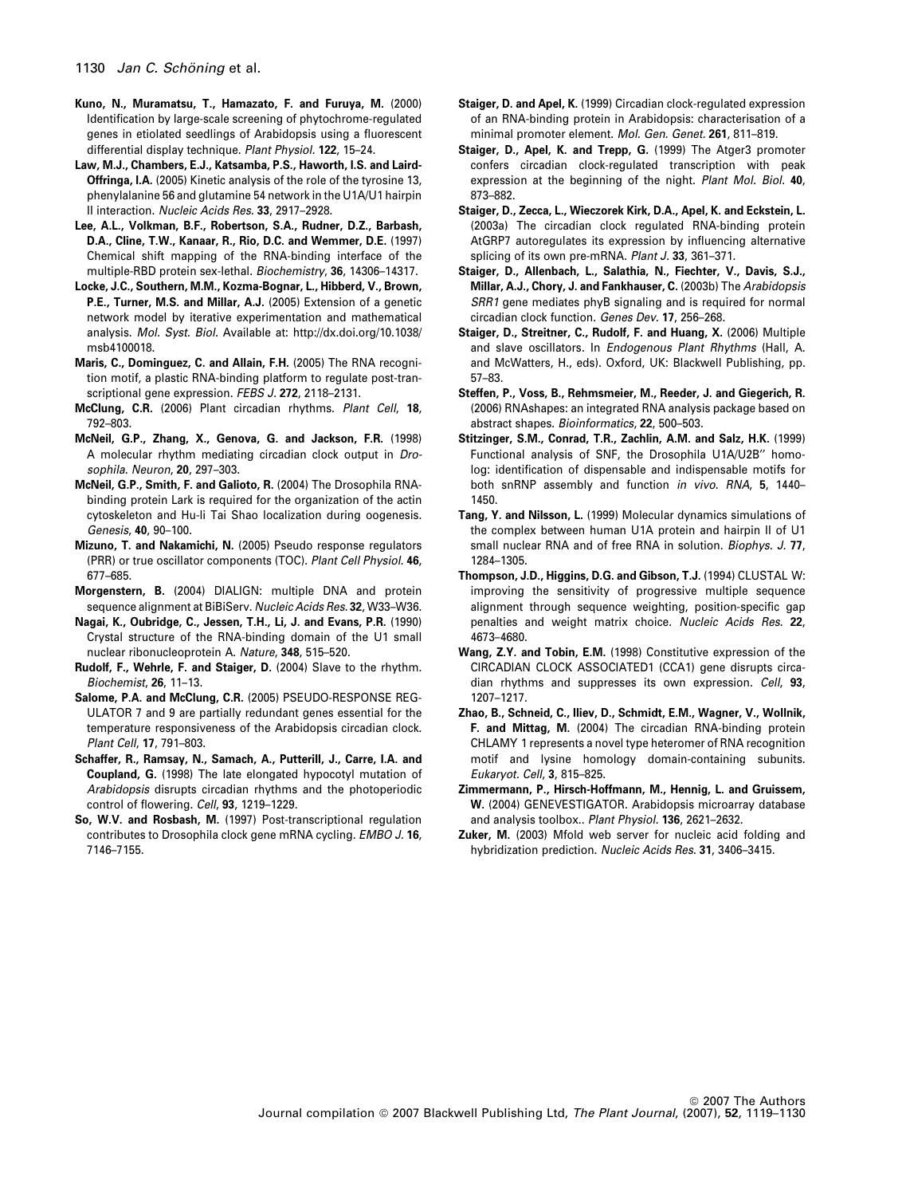**Kuno, N., Muramatsu, T., Hamazato, F. and Furuya, M.** (2000) Identification by large-scale screening of phytochrome-regulated genes in etiolated seedlings of Arabidopsis using a fluorescent differential display technique. *Plant Physiol.* **122**, 15–24.

**Law, M.J., Chambers, E.J., Katsamba, P.S., Haworth, I.S. and Laird-Offringa, I.A.** (2005) Kinetic analysis of the role of the tyrosine 13, phenylalanine 56 and glutamine 54 network in the U1A/U1 hairpin II interaction. *Nucleic Acids Res.* **33**, 2917–2928.

**Lee, A.L., Volkman, B.F., Robertson, S.A., Rudner, D.Z., Barbash, D.A., Cline, T.W., Kanaar, R., Rio, D.C. and Wemmer, D.E.** (1997) Chemical shift mapping of the RNA-binding interface of the multiple-RBD protein sex-lethal. *Biochemistry*, **36**, 14306–14317.

**Locke, J.C., Southern, M.M., Kozma-Bognar, L., Hibberd, V., Brown, P.E., Turner, M.S. and Millar, A.J.** (2005) Extension of a genetic network model by iterative experimentation and mathematical analysis. *Mol. Syst. Biol.* Available at: http://dx.doi.org/10.1038/msb4100018.

**Maris, C., Dominguez, C. and Allain, F.H.** (2005) The RNA recognition motif, a plastic RNA-binding platform to regulate post-transcriptional gene expression. *FEBS J.* **272**, 2118–2131.

**McClung, C.R.** (2006) Plant circadian rhythms. *Plant Cell*, **18**, 792–803.

**McNeil, G.P., Zhang, X., Genova, G. and Jackson, F.R.** (1998) A molecular rhythm mediating circadian clock output in *Drosophila*. *Neuron*, **20**, 297–303.

**McNeil, G.P., Smith, F. and Galioto, R.** (2004) The Drosophila RNA-binding protein Lark is required for the organization of the actin cytoskeleton and Hu-li Tai Shao localization during oogenesis. *Genesis*, **40**, 90–100.

**Mizuno, T. and Nakamichi, N.** (2005) Pseudo response regulators (PRR) or true oscillator components (TOC). *Plant Cell Physiol.* **46**, 677–685.

**Morgenstern, B.** (2004) DIALIGN: multiple DNA and protein sequence alignment at BiBiServ. *Nucleic Acids Res.* **32**, W33–W36.

**Nagai, K., Oubridge, C., Jessen, T.H., Li, J. and Evans, P.R.** (1990) Crystal structure of the RNA-binding domain of the U1 small nuclear ribonucleoprotein A. *Nature*, **348**, 515–520.

**Rudolf, F., Wehrle, F. and Staiger, D.** (2004) Slave to the rhythm. *Biochemist*, **26**, 11–13.

**Salome, P.A. and McClung, C.R.** (2005) PSEUDO-RESPONSE REGULATOR 7 and 9 are partially redundant genes essential for the temperature responsiveness of the Arabidopsis circadian clock. *Plant Cell*, **17**, 791–803.

**Schaffer, R., Ramsay, N., Samach, A., Putterill, J., Carre, I.A. and Coupland, G.** (1998) The late elongated hypocotyl mutation of *Arabidopsis* disrupts circadian rhythms and the photoperiodic control of flowering. *Cell*, **93**, 1219–1229.

**So, W.V. and Rosbash, M.** (1997) Post-transcriptional regulation contributes to Drosophila clock gene mRNA cycling. *EMBO J.* **16**, 7146–7155.

**Staiger, D. and Apel, K.** (1999) Circadian clock-regulated expression of an RNA-binding protein in Arabidopsis: characterisation of a minimal promoter element. *Mol. Gen. Genet.* **261**, 811–819.

**Staiger, D., Apel, K. and Trepp, G.** (1999) The Atger3 promoter confers circadian clock-regulated transcription with peak expression at the beginning of the night. *Plant Mol. Biol.* **40**, 873–882.

**Staiger, D., Zecca, L., Wieczorek Kirk, D.A., Apel, K. and Eckstein, L.** (2003a) The circadian clock regulated RNA-binding protein AtGRP7 autoregulates its expression by influencing alternative splicing of its own pre-mRNA. *Plant J.* **33**, 361–371.

**Staiger, D., Allenbach, L., Salathia, N., Fiechter, V., Davis, S.J., Millar, A.J., Chory, J. and Fankhauser, C.** (2003b) The *Arabidopsis SRR1* gene mediates phyB signaling and is required for normal circadian clock function. *Genes Dev.* **17**, 256–268.

**Staiger, D., Streitner, C., Rudolf, F. and Huang, X.** (2006) Multiple and slave oscillators. In *Endogenous Plant Rhythms* (Hall, A. and McWatters, H., eds). Oxford, UK: Blackwell Publishing, pp. 57–83.

**Steffen, P., Voss, B., Rehmsmeier, M., Reeder, J. and Giegerich, R.** (2006) RNAshapes: an integrated RNA analysis package based on abstract shapes. *Bioinformatics*, **22**, 500–503.

**Stitzinger, S.M., Conrad, T.R., Zachlin, A.M. and Salz, H.K.** (1999) Functional analysis of SNF, the Drosophila U1A/U2B″ homolog: identification of dispensable and indispensable motifs for both snRNP assembly and function *in vivo*. *RNA*, **5**, 1440–1450.

**Tang, Y. and Nilsson, L.** (1999) Molecular dynamics simulations of the complex between human U1A protein and hairpin II of U1 small nuclear RNA and of free RNA in solution. *Biophys. J.* **77**, 1284–1305.

**Thompson, J.D., Higgins, D.G. and Gibson, T.J.** (1994) CLUSTAL W: improving the sensitivity of progressive multiple sequence alignment through sequence weighting, position-specific gap penalties and weight matrix choice. *Nucleic Acids Res.* **22**, 4673–4680.

**Wang, Z.Y. and Tobin, E.M.** (1998) Constitutive expression of the CIRCADIAN CLOCK ASSOCIATED1 (CCA1) gene disrupts circadian rhythms and suppresses its own expression. *Cell*, **93**, 1207–1217.

**Zhao, B., Schneid, C., Iliev, D., Schmidt, E.M., Wagner, V., Wollnik, F. and Mittag, M.** (2004) The circadian RNA-binding protein CHLAMY 1 represents a novel type heteromer of RNA recognition motif and lysine homology domain-containing subunits. *Eukaryot. Cell*, **3**, 815–825.

**Zimmermann, P., Hirsch-Hoffmann, M., Hennig, L. and Gruissem, W.** (2004) GENEVESTIGATOR. Arabidopsis microarray database and analysis toolbox.. *Plant Physiol.* **136**, 2621–2632.

**Zuker, M.** (2003) Mfold web server for nucleic acid folding and hybridization prediction. *Nucleic Acids Res.* **31**, 3406–3415.